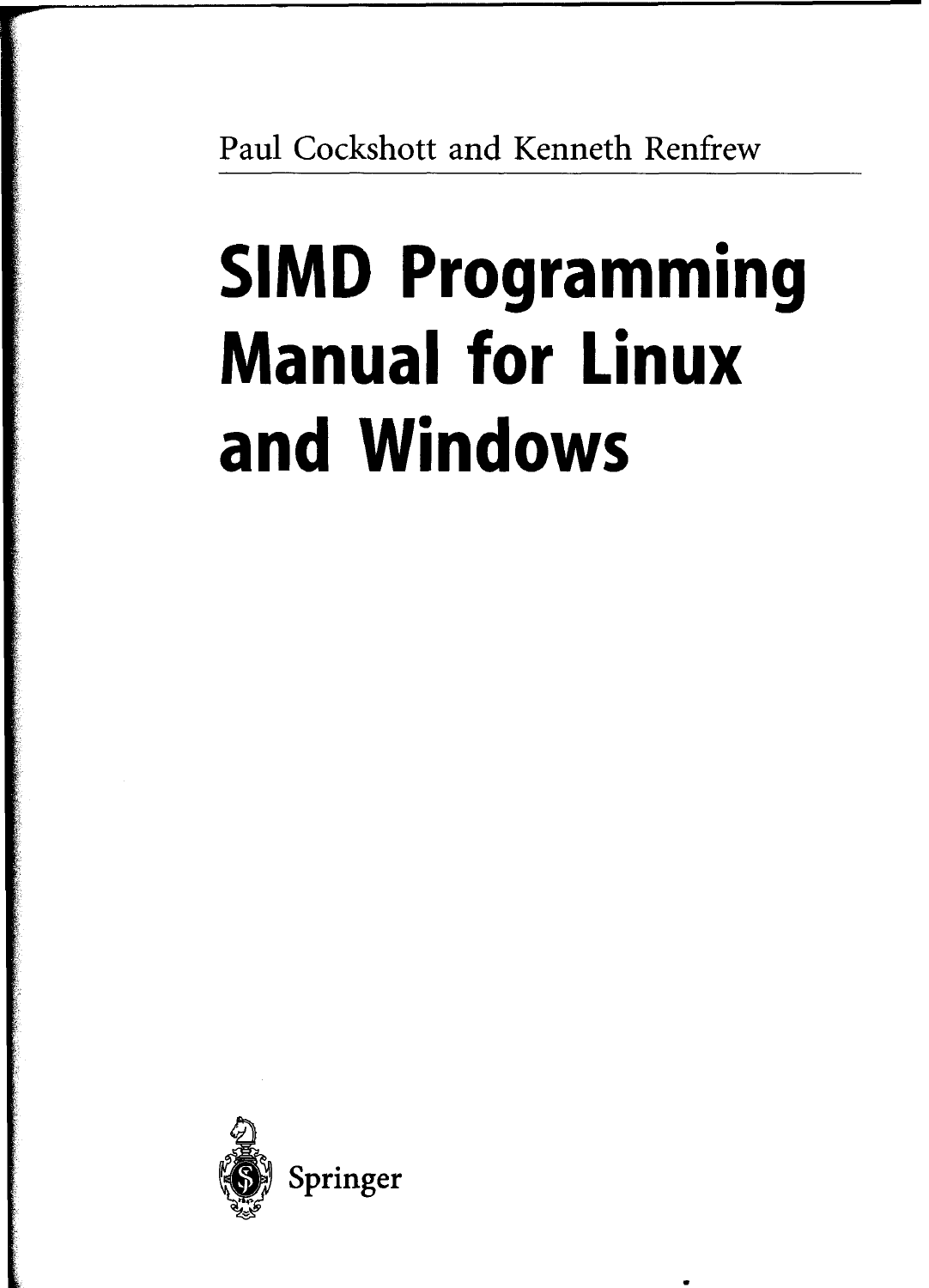Paul Cockshott and Kenneth Renfrew

# SIMD Programming Manual for Linux and Windows

Springer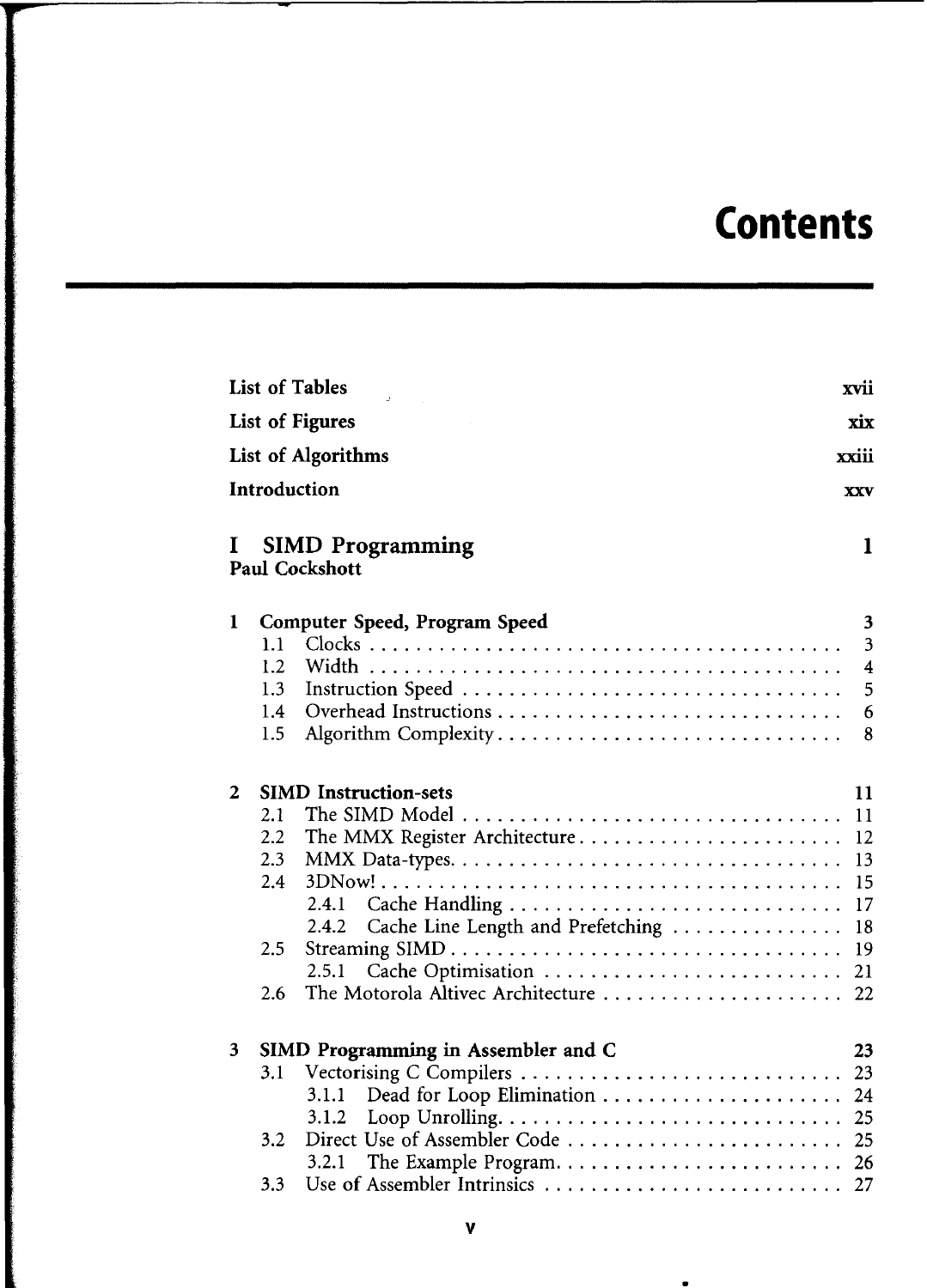# Contents

**List of Tables** xvii

**List of Figures** xix

**List of Algorithms** xxiii

**Introduction** xxv

## I SIMD Programming 1

**Paul Cockshott**

### 1 Computer Speed, Program Speed 3

- 1.1 Clocks . . . . . . . . . . . . . . . . . . . . . . . . . . . . . . . . . . . . . . . . . 3
- 1.2 Width . . . . . . . . . . . . . . . . . . . . . . . . . . . . . . . . . . . . . . . . . 4
- 1.3 Instruction Speed . . . . . . . . . . . . . . . . . . . . . . . . . . . . . . . . . 5
- 1.4 Overhead Instructions . . . . . . . . . . . . . . . . . . . . . . . . . . . . . . 6
- 1.5 Algorithm Complexity . . . . . . . . . . . . . . . . . . . . . . . . . . . . . . 8

### 2 SIMD Instruction-sets 11

- 2.1 The SIMD Model . . . . . . . . . . . . . . . . . . . . . . . . . . . . . . . . 11
- 2.2 The MMX Register Architecture . . . . . . . . . . . . . . . . . . . . . . . 12
- 2.3 MMX Data-types. . . . . . . . . . . . . . . . . . . . . . . . . . . . . . . . . 13
- 2.4 3DNow! . . . . . . . . . . . . . . . . . . . . . . . . . . . . . . . . . . . . . . . 15
  - 2.4.1 Cache Handling . . . . . . . . . . . . . . . . . . . . . . . . . . . . . 17
  - 2.4.2 Cache Line Length and Prefetching . . . . . . . . . . . . . . . 18
- 2.5 Streaming SIMD . . . . . . . . . . . . . . . . . . . . . . . . . . . . . . . . . 19
  - 2.5.1 Cache Optimisation . . . . . . . . . . . . . . . . . . . . . . . . . . 21
- 2.6 The Motorola Altivec Architecture . . . . . . . . . . . . . . . . . . . . . 22

### 3 SIMD Programming in Assembler and C 23

- 3.1 Vectorising C Compilers . . . . . . . . . . . . . . . . . . . . . . . . . . . . 23
  - 3.1.1 Dead for Loop Elimination . . . . . . . . . . . . . . . . . . . . . 24
  - 3.1.2 Loop Unrolling. . . . . . . . . . . . . . . . . . . . . . . . . . . . . 25
- 3.2 Direct Use of Assembler Code . . . . . . . . . . . . . . . . . . . . . . . . 25
  - 3.2.1 The Example Program. . . . . . . . . . . . . . . . . . . . . . . . . 26
- 3.3 Use of Assembler Intrinsics . . . . . . . . . . . . . . . . . . . . . . . . . . 27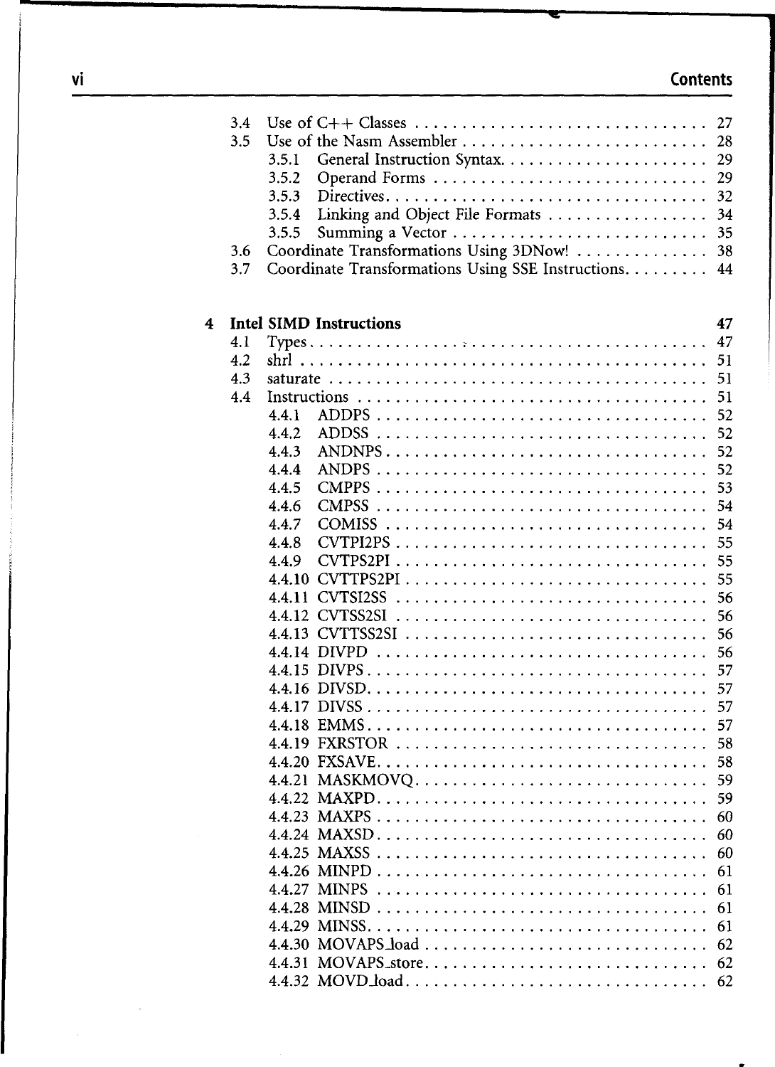3.4 Use of C++ Classes . . . . . . . . . . . . . . . . . . . . . . . . . . . . . . 27
3.5 Use of the Nasm Assembler . . . . . . . . . . . . . . . . . . . . . . . . . . 28
  3.5.1 General Instruction Syntax . . . . . . . . . . . . . . . . . . . . . . 29
  3.5.2 Operand Forms . . . . . . . . . . . . . . . . . . . . . . . . . . . . . 29
  3.5.3 Directives . . . . . . . . . . . . . . . . . . . . . . . . . . . . . . . . . 32
  3.5.4 Linking and Object File Formats . . . . . . . . . . . . . . . . . 34
  3.5.5 Summing a Vector . . . . . . . . . . . . . . . . . . . . . . . . . . . 35
3.6 Coordinate Transformations Using 3DNow! . . . . . . . . . . . . . . 38
3.7 Coordinate Transformations Using SSE Instructions . . . . . . . . . 44

**4 Intel SIMD Instructions** **47**

4.1 Types . . . . . . . . . . . . . . . . . . . . . . . . . . . . . . . . . . . . . . . . . . 47
4.2 shrl . . . . . . . . . . . . . . . . . . . . . . . . . . . . . . . . . . . . . . . . . . . 51
4.3 saturate . . . . . . . . . . . . . . . . . . . . . . . . . . . . . . . . . . . . . . . . 51
4.4 Instructions . . . . . . . . . . . . . . . . . . . . . . . . . . . . . . . . . . . . . 51
  4.4.1 ADDPS . . . . . . . . . . . . . . . . . . . . . . . . . . . . . . . . . . . 52
  4.4.2 ADDSS . . . . . . . . . . . . . . . . . . . . . . . . . . . . . . . . . . . 52
  4.4.3 ANDNPS . . . . . . . . . . . . . . . . . . . . . . . . . . . . . . . . . . 52
  4.4.4 ANDPS . . . . . . . . . . . . . . . . . . . . . . . . . . . . . . . . . . . 52
  4.4.5 CMPPS . . . . . . . . . . . . . . . . . . . . . . . . . . . . . . . . . . . 53
  4.4.6 CMPSS . . . . . . . . . . . . . . . . . . . . . . . . . . . . . . . . . . . 54
  4.4.7 COMISS . . . . . . . . . . . . . . . . . . . . . . . . . . . . . . . . . . 54
  4.4.8 CVTPI2PS . . . . . . . . . . . . . . . . . . . . . . . . . . . . . . . . . 55
  4.4.9 CVTPS2PI . . . . . . . . . . . . . . . . . . . . . . . . . . . . . . . . . 55
  4.4.10 CVTTPS2PI . . . . . . . . . . . . . . . . . . . . . . . . . . . . . . . 55
  4.4.11 CVTSI2SS . . . . . . . . . . . . . . . . . . . . . . . . . . . . . . . . 56
  4.4.12 CVTSS2SI . . . . . . . . . . . . . . . . . . . . . . . . . . . . . . . . 56
  4.4.13 CVTTSS2SI . . . . . . . . . . . . . . . . . . . . . . . . . . . . . . . 56
  4.4.14 DIVPD . . . . . . . . . . . . . . . . . . . . . . . . . . . . . . . . . . 56
  4.4.15 DIVPS . . . . . . . . . . . . . . . . . . . . . . . . . . . . . . . . . . 57
  4.4.16 DIVSD . . . . . . . . . . . . . . . . . . . . . . . . . . . . . . . . . . 57
  4.4.17 DIVSS . . . . . . . . . . . . . . . . . . . . . . . . . . . . . . . . . . 57
  4.4.18 EMMS . . . . . . . . . . . . . . . . . . . . . . . . . . . . . . . . . . 57
  4.4.19 FXRSTOR . . . . . . . . . . . . . . . . . . . . . . . . . . . . . . . . 58
  4.4.20 FXSAVE . . . . . . . . . . . . . . . . . . . . . . . . . . . . . . . . . 58
  4.4.21 MASKMOVQ . . . . . . . . . . . . . . . . . . . . . . . . . . . . . . 59
  4.4.22 MAXPD . . . . . . . . . . . . . . . . . . . . . . . . . . . . . . . . . 59
  4.4.23 MAXPS . . . . . . . . . . . . . . . . . . . . . . . . . . . . . . . . . 60
  4.4.24 MAXSD . . . . . . . . . . . . . . . . . . . . . . . . . . . . . . . . . 60
  4.4.25 MAXSS . . . . . . . . . . . . . . . . . . . . . . . . . . . . . . . . . 60
  4.4.26 MINPD . . . . . . . . . . . . . . . . . . . . . . . . . . . . . . . . . 61
  4.4.27 MINPS . . . . . . . . . . . . . . . . . . . . . . . . . . . . . . . . . 61
  4.4.28 MINSD . . . . . . . . . . . . . . . . . . . . . . . . . . . . . . . . . 61
  4.4.29 MINSS . . . . . . . . . . . . . . . . . . . . . . . . . . . . . . . . . 61
  4.4.30 MOVAPS_load . . . . . . . . . . . . . . . . . . . . . . . . . . . . . 62
  4.4.31 MOVAPS_store . . . . . . . . . . . . . . . . . . . . . . . . . . . . 62
  4.4.32 MOVD_load . . . . . . . . . . . . . . . . . . . . . . . . . . . . . . 62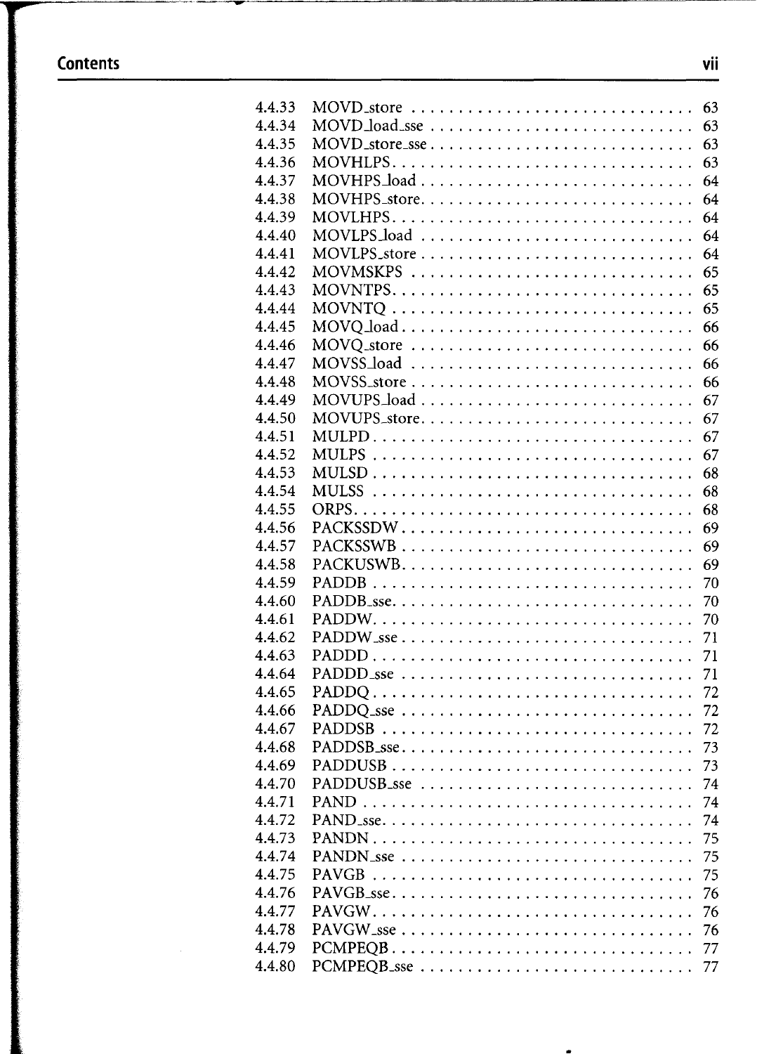4.4.33 MOVD_store . . . . . . . . . . . . . . . . . . . . . . . . . . . . 63
4.4.34 MOVD_load_sse . . . . . . . . . . . . . . . . . . . . . . . . . . . 63
4.4.35 MOVD_store_sse . . . . . . . . . . . . . . . . . . . . . . . . . . . 63
4.4.36 MOVHLPS . . . . . . . . . . . . . . . . . . . . . . . . . . . . . . . 63
4.4.37 MOVHPS_load . . . . . . . . . . . . . . . . . . . . . . . . . . . . 64
4.4.38 MOVHPS_store . . . . . . . . . . . . . . . . . . . . . . . . . . . . 64
4.4.39 MOVLHPS . . . . . . . . . . . . . . . . . . . . . . . . . . . . . . . 64
4.4.40 MOVLPS_load . . . . . . . . . . . . . . . . . . . . . . . . . . . . 64
4.4.41 MOVLPS_store . . . . . . . . . . . . . . . . . . . . . . . . . . . . 64
4.4.42 MOVMSKPS . . . . . . . . . . . . . . . . . . . . . . . . . . . . . 65
4.4.43 MOVNTPS . . . . . . . . . . . . . . . . . . . . . . . . . . . . . . . 65
4.4.44 MOVNTQ . . . . . . . . . . . . . . . . . . . . . . . . . . . . . . . 65
4.4.45 MOVQ_load . . . . . . . . . . . . . . . . . . . . . . . . . . . . . . 66
4.4.46 MOVQ_store . . . . . . . . . . . . . . . . . . . . . . . . . . . . . 66
4.4.47 MOVSS_load . . . . . . . . . . . . . . . . . . . . . . . . . . . . . 66
4.4.48 MOVSS_store . . . . . . . . . . . . . . . . . . . . . . . . . . . . . 66
4.4.49 MOVUPS_load . . . . . . . . . . . . . . . . . . . . . . . . . . . . 67
4.4.50 MOVUPS_store . . . . . . . . . . . . . . . . . . . . . . . . . . . . 67
4.4.51 MULPD . . . . . . . . . . . . . . . . . . . . . . . . . . . . . . . . . 67
4.4.52 MULPS . . . . . . . . . . . . . . . . . . . . . . . . . . . . . . . . . 67
4.4.53 MULSD . . . . . . . . . . . . . . . . . . . . . . . . . . . . . . . . . 68
4.4.54 MULSS . . . . . . . . . . . . . . . . . . . . . . . . . . . . . . . . . 68
4.4.55 ORPS . . . . . . . . . . . . . . . . . . . . . . . . . . . . . . . . . . 68
4.4.56 PACKSSDW . . . . . . . . . . . . . . . . . . . . . . . . . . . . . . 69
4.4.57 PACKSSWB . . . . . . . . . . . . . . . . . . . . . . . . . . . . . . 69
4.4.58 PACKUSWB . . . . . . . . . . . . . . . . . . . . . . . . . . . . . . 69
4.4.59 PADDB . . . . . . . . . . . . . . . . . . . . . . . . . . . . . . . . . 70
4.4.60 PADDB_sse . . . . . . . . . . . . . . . . . . . . . . . . . . . . . . 70
4.4.61 PADDW . . . . . . . . . . . . . . . . . . . . . . . . . . . . . . . . . 70
4.4.62 PADDW_sse . . . . . . . . . . . . . . . . . . . . . . . . . . . . . . 71
4.4.63 PADDD . . . . . . . . . . . . . . . . . . . . . . . . . . . . . . . . . 71
4.4.64 PADDD_sse . . . . . . . . . . . . . . . . . . . . . . . . . . . . . . 71
4.4.65 PADDQ . . . . . . . . . . . . . . . . . . . . . . . . . . . . . . . . . 72
4.4.66 PADDQ_sse . . . . . . . . . . . . . . . . . . . . . . . . . . . . . . 72
4.4.67 PADDSB . . . . . . . . . . . . . . . . . . . . . . . . . . . . . . . . 72
4.4.68 PADDSB_sse . . . . . . . . . . . . . . . . . . . . . . . . . . . . . . 73
4.4.69 PADDUSB . . . . . . . . . . . . . . . . . . . . . . . . . . . . . . . 73
4.4.70 PADDUSB_sse . . . . . . . . . . . . . . . . . . . . . . . . . . . . 74
4.4.71 PAND . . . . . . . . . . . . . . . . . . . . . . . . . . . . . . . . . . 74
4.4.72 PAND_sse . . . . . . . . . . . . . . . . . . . . . . . . . . . . . . . 74
4.4.73 PANDN . . . . . . . . . . . . . . . . . . . . . . . . . . . . . . . . . 75
4.4.74 PANDN_sse . . . . . . . . . . . . . . . . . . . . . . . . . . . . . . 75
4.4.75 PAVGB . . . . . . . . . . . . . . . . . . . . . . . . . . . . . . . . . 75
4.4.76 PAVGB_sse . . . . . . . . . . . . . . . . . . . . . . . . . . . . . . 76
4.4.77 PAVGW . . . . . . . . . . . . . . . . . . . . . . . . . . . . . . . . . 76
4.4.78 PAVGW_sse . . . . . . . . . . . . . . . . . . . . . . . . . . . . . . 76
4.4.79 PCMPEQB . . . . . . . . . . . . . . . . . . . . . . . . . . . . . . . 77
4.4.80 PCMPEQB_sse . . . . . . . . . . . . . . . . . . . . . . . . . . . . 77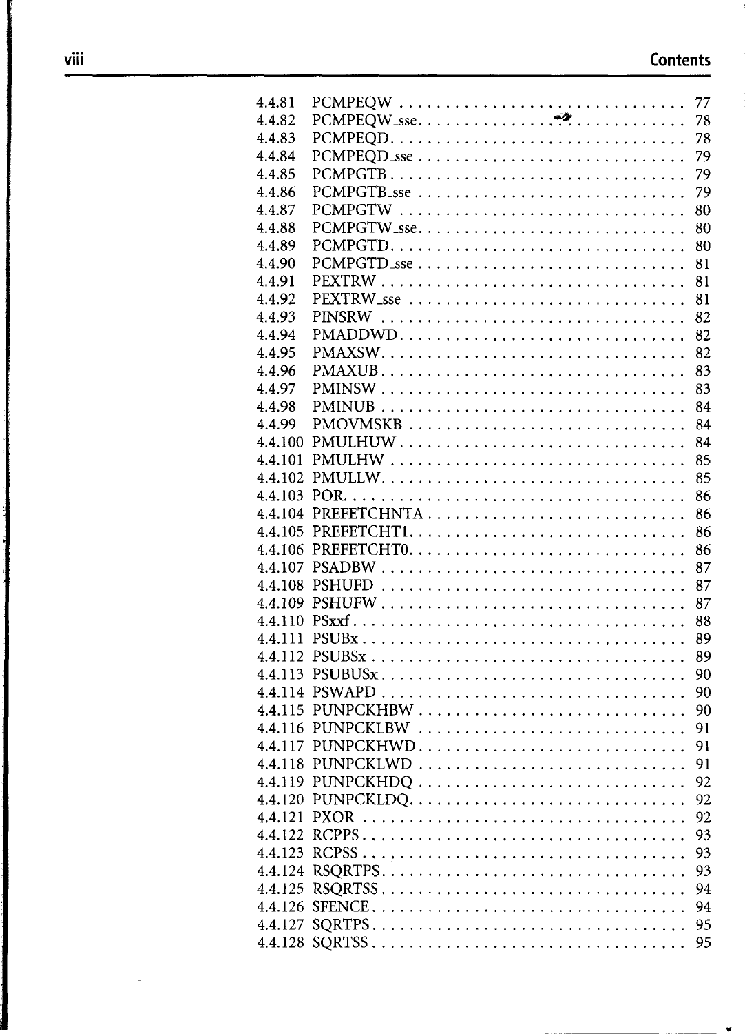4.4.81 PCMPEQW . . . . . . . . . . . . . . . . . . . . . . . . . . . . . 77
4.4.82 PCMPEQW_sse. . . . . . . . . . . . . . . . . . . . . . . . . . . 78
4.4.83 PCMPEQD. . . . . . . . . . . . . . . . . . . . . . . . . . . . . . 78
4.4.84 PCMPEQD_sse . . . . . . . . . . . . . . . . . . . . . . . . . . . 79
4.4.85 PCMPGTB . . . . . . . . . . . . . . . . . . . . . . . . . . . . . . 79
4.4.86 PCMPGTB_sse . . . . . . . . . . . . . . . . . . . . . . . . . . . 79
4.4.87 PCMPGTW . . . . . . . . . . . . . . . . . . . . . . . . . . . . . 80
4.4.88 PCMPGTW_sse. . . . . . . . . . . . . . . . . . . . . . . . . . . 80
4.4.89 PCMPGTD. . . . . . . . . . . . . . . . . . . . . . . . . . . . . . 80
4.4.90 PCMPGTD_sse . . . . . . . . . . . . . . . . . . . . . . . . . . . 81
4.4.91 PEXTRW . . . . . . . . . . . . . . . . . . . . . . . . . . . . . . 81
4.4.92 PEXTRW_sse . . . . . . . . . . . . . . . . . . . . . . . . . . . 81
4.4.93 PINSRW . . . . . . . . . . . . . . . . . . . . . . . . . . . . . . 82
4.4.94 PMADDWD. . . . . . . . . . . . . . . . . . . . . . . . . . . . . 82
4.4.95 PMAXSW. . . . . . . . . . . . . . . . . . . . . . . . . . . . . . 82
4.4.96 PMAXUB . . . . . . . . . . . . . . . . . . . . . . . . . . . . . . 83
4.4.97 PMINSW . . . . . . . . . . . . . . . . . . . . . . . . . . . . . . 83
4.4.98 PMINUB . . . . . . . . . . . . . . . . . . . . . . . . . . . . . . 84
4.4.99 PMOVMSKB . . . . . . . . . . . . . . . . . . . . . . . . . . . . 84
4.4.100 PMULHUW . . . . . . . . . . . . . . . . . . . . . . . . . . . . 84
4.4.101 PMULHW . . . . . . . . . . . . . . . . . . . . . . . . . . . . . 85
4.4.102 PMULLW. . . . . . . . . . . . . . . . . . . . . . . . . . . . . . 85
4.4.103 POR. . . . . . . . . . . . . . . . . . . . . . . . . . . . . . . . . 86
4.4.104 PREFETCHNTA . . . . . . . . . . . . . . . . . . . . . . . . . 86
4.4.105 PREFETCHT1. . . . . . . . . . . . . . . . . . . . . . . . . . . 86
4.4.106 PREFETCHT0. . . . . . . . . . . . . . . . . . . . . . . . . . . 86
4.4.107 PSADBW . . . . . . . . . . . . . . . . . . . . . . . . . . . . . 87
4.4.108 PSHUFD . . . . . . . . . . . . . . . . . . . . . . . . . . . . . . 87
4.4.109 PSHUFW. . . . . . . . . . . . . . . . . . . . . . . . . . . . . . 87
4.4.110 PSxxf. . . . . . . . . . . . . . . . . . . . . . . . . . . . . . . . 88
4.4.111 PSUBx . . . . . . . . . . . . . . . . . . . . . . . . . . . . . . . 89
4.4.112 PSUBSx . . . . . . . . . . . . . . . . . . . . . . . . . . . . . . 89
4.4.113 PSUBUSx. . . . . . . . . . . . . . . . . . . . . . . . . . . . . . 90
4.4.114 PSWAPD . . . . . . . . . . . . . . . . . . . . . . . . . . . . . . 90
4.4.115 PUNPCKHBW . . . . . . . . . . . . . . . . . . . . . . . . . . 90
4.4.116 PUNPCKLBW . . . . . . . . . . . . . . . . . . . . . . . . . . 91
4.4.117 PUNPCKHWD. . . . . . . . . . . . . . . . . . . . . . . . . . . 91
4.4.118 PUNPCKLWD . . . . . . . . . . . . . . . . . . . . . . . . . . 91
4.4.119 PUNPCKHDQ . . . . . . . . . . . . . . . . . . . . . . . . . . 92
4.4.120 PUNPCKLDQ. . . . . . . . . . . . . . . . . . . . . . . . . . . 92
4.4.121 PXOR . . . . . . . . . . . . . . . . . . . . . . . . . . . . . . . 92
4.4.122 RCPPS. . . . . . . . . . . . . . . . . . . . . . . . . . . . . . . 93
4.4.123 RCPSS. . . . . . . . . . . . . . . . . . . . . . . . . . . . . . . 93
4.4.124 RSQRTPS. . . . . . . . . . . . . . . . . . . . . . . . . . . . . 93
4.4.125 RSQRTSS. . . . . . . . . . . . . . . . . . . . . . . . . . . . . 94
4.4.126 SFENCE. . . . . . . . . . . . . . . . . . . . . . . . . . . . . . 94
4.4.127 SQRTPS. . . . . . . . . . . . . . . . . . . . . . . . . . . . . . 95
4.4.128 SQRTSS. . . . . . . . . . . . . . . . . . . . . . . . . . . . . . 95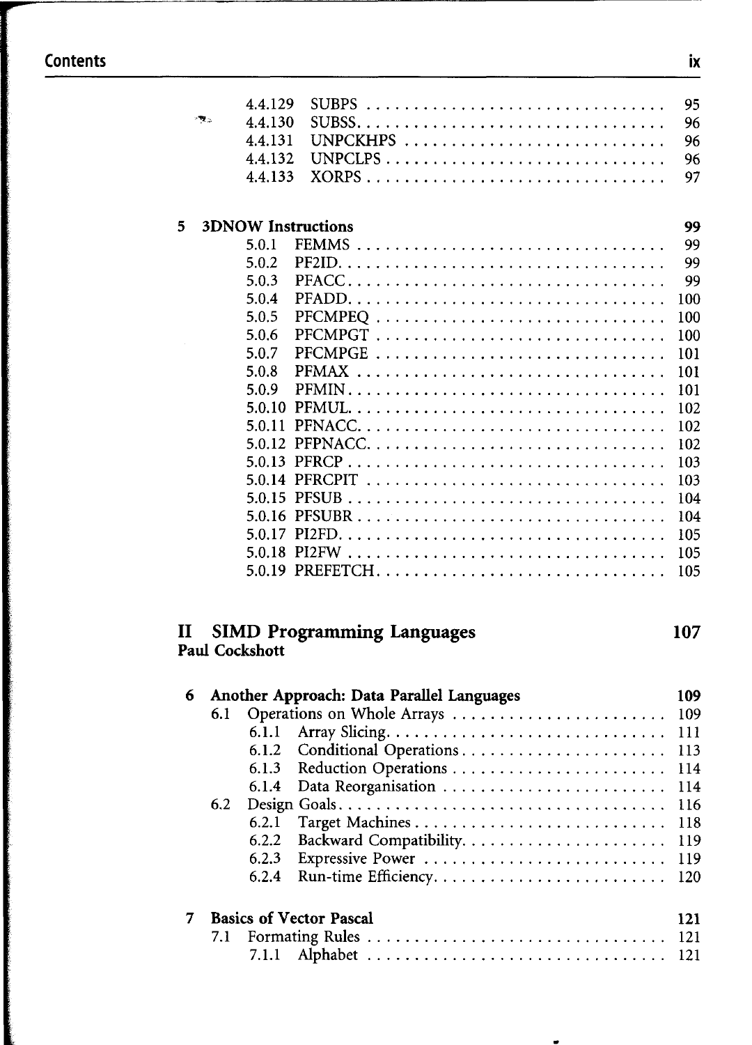4.4.129 SUBPS ................................ 95
4.4.130 SUBSS................................. 96
4.4.131 UNPCKHPS ............................ 96
4.4.132 UNPCLPS .............................. 96
4.4.133 XORPS ................................ 97

**5 3DNOW Instructions** **99**

5.0.1 FEMMS ................................ 99
5.0.2 PF2ID.................................. 99
5.0.3 PFACC.................................. 99
5.0.4 PFADD.................................. 100
5.0.5 PFCMPEQ .............................. 100
5.0.6 PFCMPGT .............................. 100
5.0.7 PFCMPGE .............................. 101
5.0.8 PFMAX ................................ 101
5.0.9 PFMIN.................................. 101
5.0.10 PFMUL................................. 102
5.0.11 PFNACC................................ 102
5.0.12 PFPNACC............................... 102
5.0.13 PFRCP ................................. 103
5.0.14 PFRCPIT ............................... 103
5.0.15 PFSUB ................................. 104
5.0.16 PFSUBR ................................ 104
5.0.17 PI2FD.................................. 105
5.0.18 PI2FW ................................. 105
5.0.19 PREFETCH.............................. 105

# II SIMD Programming Languages 107

**Paul Cockshott**

**6 Another Approach: Data Parallel Languages** **109**

6.1 Operations on Whole Arrays ...................... 109
6.1.1 Array Slicing.............................. 111
6.1.2 Conditional Operations...................... 113
6.1.3 Reduction Operations ....................... 114
6.1.4 Data Reorganisation ........................ 114
6.2 Design Goals.................................. 116
6.2.1 Target Machines........................... 118
6.2.2 Backward Compatibility...................... 119
6.2.3 Expressive Power .......................... 119
6.2.4 Run-time Efficiency......................... 120

**7 Basics of Vector Pascal** **121**

7.1 Formating Rules ................................ 121
7.1.1 Alphabet ................................ 121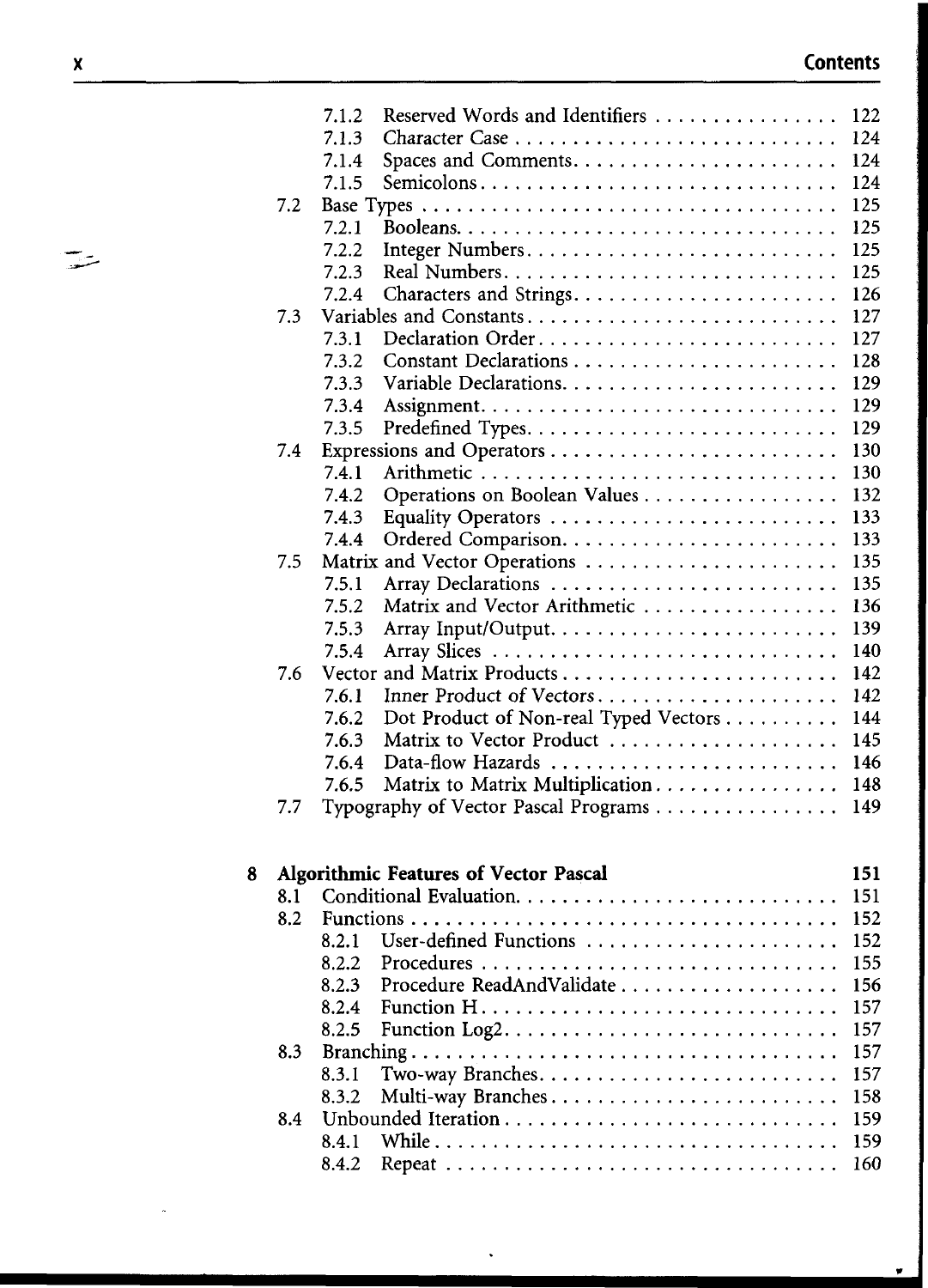| | | | |
|---|---|---|---|
| | 7.1.2 | Reserved Words and Identifiers | 122 |
| | 7.1.3 | Character Case | 124 |
| | 7.1.4 | Spaces and Comments | 124 |
| | 7.1.5 | Semicolons | 124 |
| 7.2 | Base Types | | 125 |
| | 7.2.1 | Booleans | 125 |
| | 7.2.2 | Integer Numbers | 125 |
| | 7.2.3 | Real Numbers | 125 |
| | 7.2.4 | Characters and Strings | 126 |
| 7.3 | Variables and Constants | | 127 |
| | 7.3.1 | Declaration Order | 127 |
| | 7.3.2 | Constant Declarations | 128 |
| | 7.3.3 | Variable Declarations | 129 |
| | 7.3.4 | Assignment | 129 |
| | 7.3.5 | Predefined Types | 129 |
| 7.4 | Expressions and Operators | | 130 |
| | 7.4.1 | Arithmetic | 130 |
| | 7.4.2 | Operations on Boolean Values | 132 |
| | 7.4.3 | Equality Operators | 133 |
| | 7.4.4 | Ordered Comparison | 133 |
| 7.5 | Matrix and Vector Operations | | 135 |
| | 7.5.1 | Array Declarations | 135 |
| | 7.5.2 | Matrix and Vector Arithmetic | 136 |
| | 7.5.3 | Array Input/Output | 139 |
| | 7.5.4 | Array Slices | 140 |
| 7.6 | Vector and Matrix Products | | 142 |
| | 7.6.1 | Inner Product of Vectors | 142 |
| | 7.6.2 | Dot Product of Non-real Typed Vectors | 144 |
| | 7.6.3 | Matrix to Vector Product | 145 |
| | 7.6.4 | Data-flow Hazards | 146 |
| | 7.6.5 | Matrix to Matrix Multiplication | 148 |
| 7.7 | Typography of Vector Pascal Programs | | 149 |

**8 Algorithmic Features of Vector Pascal** **151**

| | | | |
|---|---|---|---|
| 8.1 | Conditional Evaluation | | 151 |
| 8.2 | Functions | | 152 |
| | 8.2.1 | User-defined Functions | 152 |
| | 8.2.2 | Procedures | 155 |
| | 8.2.3 | Procedure ReadAndValidate | 156 |
| | 8.2.4 | Function H | 157 |
| | 8.2.5 | Function Log2 | 157 |
| 8.3 | Branching | | 157 |
| | 8.3.1 | Two-way Branches | 157 |
| | 8.3.2 | Multi-way Branches | 158 |
| 8.4 | Unbounded Iteration | | 159 |
| | 8.4.1 | While | 159 |
| | 8.4.2 | Repeat | 160 |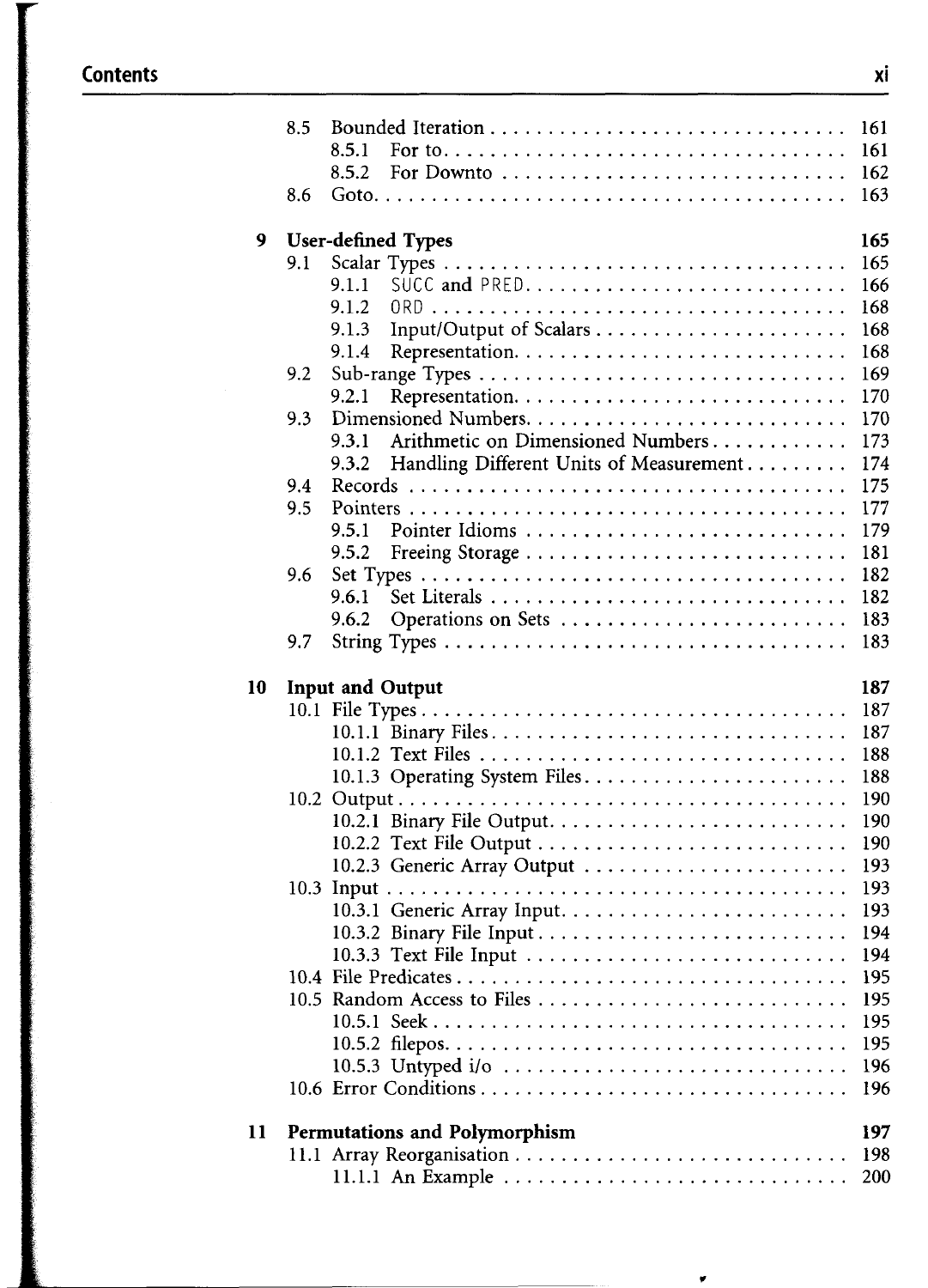8.5 Bounded Iteration . . . . . . . . . . . . . . . . . . . . . . . . . . . . . . 161
    8.5.1 For to . . . . . . . . . . . . . . . . . . . . . . . . . . . . . . . . . 161
    8.5.2 For Downto . . . . . . . . . . . . . . . . . . . . . . . . . . . . . 162
8.6 Goto . . . . . . . . . . . . . . . . . . . . . . . . . . . . . . . . . . . . . . 163

**9 User-defined Types** **165**

9.1 Scalar Types . . . . . . . . . . . . . . . . . . . . . . . . . . . . . . . . . 165
    9.1.1 SUCC and PRED . . . . . . . . . . . . . . . . . . . . . . . . . . 166
    9.1.2 ORD . . . . . . . . . . . . . . . . . . . . . . . . . . . . . . . . . . 168
    9.1.3 Input/Output of Scalars . . . . . . . . . . . . . . . . . . . . . 168
    9.1.4 Representation . . . . . . . . . . . . . . . . . . . . . . . . . . . 168
9.2 Sub-range Types . . . . . . . . . . . . . . . . . . . . . . . . . . . . . . 169
    9.2.1 Representation . . . . . . . . . . . . . . . . . . . . . . . . . . . 170
9.3 Dimensioned Numbers . . . . . . . . . . . . . . . . . . . . . . . . . . 170
    9.3.1 Arithmetic on Dimensioned Numbers . . . . . . . . . . . . 173
    9.3.2 Handling Different Units of Measurement . . . . . . . . . 174
9.4 Records . . . . . . . . . . . . . . . . . . . . . . . . . . . . . . . . . . . . 175
9.5 Pointers . . . . . . . . . . . . . . . . . . . . . . . . . . . . . . . . . . . 177
    9.5.1 Pointer Idioms . . . . . . . . . . . . . . . . . . . . . . . . . . . 179
    9.5.2 Freeing Storage . . . . . . . . . . . . . . . . . . . . . . . . . . 181
9.6 Set Types . . . . . . . . . . . . . . . . . . . . . . . . . . . . . . . . . . 182
    9.6.1 Set Literals . . . . . . . . . . . . . . . . . . . . . . . . . . . . . 182
    9.6.2 Operations on Sets . . . . . . . . . . . . . . . . . . . . . . . . 183
9.7 String Types . . . . . . . . . . . . . . . . . . . . . . . . . . . . . . . . 183

**10 Input and Output** **187**

10.1 File Types . . . . . . . . . . . . . . . . . . . . . . . . . . . . . . . . . 187
    10.1.1 Binary Files . . . . . . . . . . . . . . . . . . . . . . . . . . . . 187
    10.1.2 Text Files . . . . . . . . . . . . . . . . . . . . . . . . . . . . . 188
    10.1.3 Operating System Files . . . . . . . . . . . . . . . . . . . . . 188
10.2 Output . . . . . . . . . . . . . . . . . . . . . . . . . . . . . . . . . . . 190
    10.2.1 Binary File Output . . . . . . . . . . . . . . . . . . . . . . . 190
    10.2.2 Text File Output . . . . . . . . . . . . . . . . . . . . . . . . . 190
    10.2.3 Generic Array Output . . . . . . . . . . . . . . . . . . . . . 193
10.3 Input . . . . . . . . . . . . . . . . . . . . . . . . . . . . . . . . . . . . 193
    10.3.1 Generic Array Input . . . . . . . . . . . . . . . . . . . . . . 193
    10.3.2 Binary File Input . . . . . . . . . . . . . . . . . . . . . . . . 194
    10.3.3 Text File Input . . . . . . . . . . . . . . . . . . . . . . . . . 194
10.4 File Predicates . . . . . . . . . . . . . . . . . . . . . . . . . . . . . . 195
10.5 Random Access to Files . . . . . . . . . . . . . . . . . . . . . . . . 195
    10.5.1 Seek . . . . . . . . . . . . . . . . . . . . . . . . . . . . . . . . . 195
    10.5.2 filepos . . . . . . . . . . . . . . . . . . . . . . . . . . . . . . . 195
    10.5.3 Untyped i/o . . . . . . . . . . . . . . . . . . . . . . . . . . . 196
10.6 Error Conditions . . . . . . . . . . . . . . . . . . . . . . . . . . . . . 196

**11 Permutations and Polymorphism** **197**

11.1 Array Reorganisation . . . . . . . . . . . . . . . . . . . . . . . . . . 198
    11.1.1 An Example . . . . . . . . . . . . . . . . . . . . . . . . . . . 200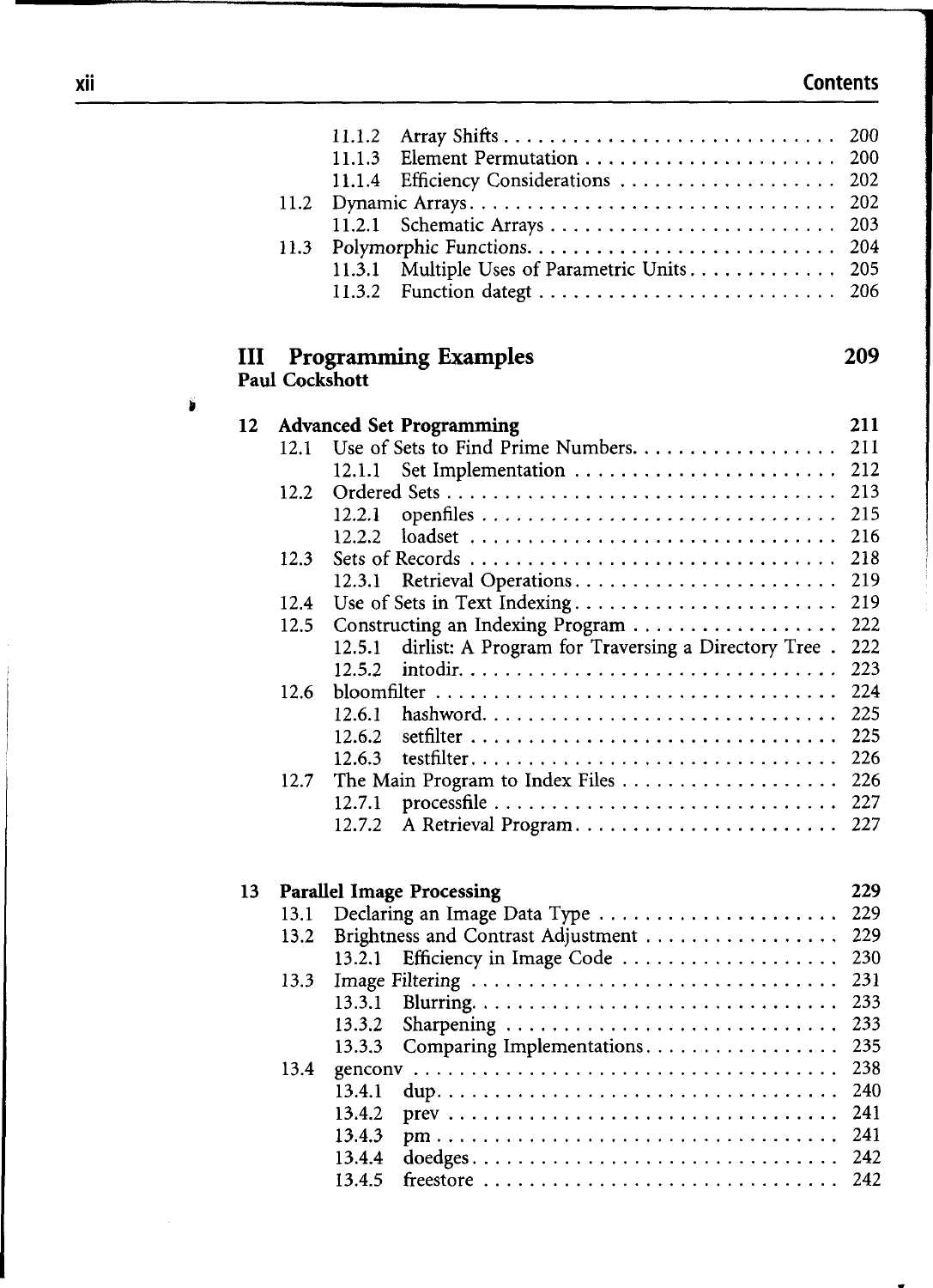11.1.2 Array Shifts . . . . . . . . . . . . . . . . . . . . . . . . . . . . 200
11.1.3 Element Permutation . . . . . . . . . . . . . . . . . . . . . . 200
11.1.4 Efficiency Considerations . . . . . . . . . . . . . . . . . . . 202
11.2 Dynamic Arrays . . . . . . . . . . . . . . . . . . . . . . . . . . . . . . . 202
11.2.1 Schematic Arrays . . . . . . . . . . . . . . . . . . . . . . . . . 203
11.3 Polymorphic Functions . . . . . . . . . . . . . . . . . . . . . . . . . . 204
11.3.1 Multiple Uses of Parametric Units . . . . . . . . . . . . . 205
11.3.2 Function dategt . . . . . . . . . . . . . . . . . . . . . . . . . . 206

# III Programming Examples — 209

**Paul Cockshott**

## 12 Advanced Set Programming — 211

12.1 Use of Sets to Find Prime Numbers . . . . . . . . . . . . . . . . . 211
12.1.1 Set Implementation . . . . . . . . . . . . . . . . . . . . . . . 212
12.2 Ordered Sets . . . . . . . . . . . . . . . . . . . . . . . . . . . . . . . . 213
12.2.1 openfiles . . . . . . . . . . . . . . . . . . . . . . . . . . . . . . 215
12.2.2 loadset . . . . . . . . . . . . . . . . . . . . . . . . . . . . . . . 216
12.3 Sets of Records . . . . . . . . . . . . . . . . . . . . . . . . . . . . . . . 218
12.3.1 Retrieval Operations . . . . . . . . . . . . . . . . . . . . . . . 219
12.4 Use of Sets in Text Indexing . . . . . . . . . . . . . . . . . . . . . . 219
12.5 Constructing an Indexing Program . . . . . . . . . . . . . . . . . . 222
12.5.1 dirlist: A Program for Traversing a Directory Tree . 222
12.5.2 intodir . . . . . . . . . . . . . . . . . . . . . . . . . . . . . . . . 223
12.6 bloomfilter . . . . . . . . . . . . . . . . . . . . . . . . . . . . . . . . . 224
12.6.1 hashword . . . . . . . . . . . . . . . . . . . . . . . . . . . . . . 225
12.6.2 setfilter . . . . . . . . . . . . . . . . . . . . . . . . . . . . . . . 225
12.6.3 testfilter . . . . . . . . . . . . . . . . . . . . . . . . . . . . . . . 226
12.7 The Main Program to Index Files . . . . . . . . . . . . . . . . . . . 226
12.7.1 processfile . . . . . . . . . . . . . . . . . . . . . . . . . . . . . 227
12.7.2 A Retrieval Program . . . . . . . . . . . . . . . . . . . . . . . 227

## 13 Parallel Image Processing — 229

13.1 Declaring an Image Data Type . . . . . . . . . . . . . . . . . . . . . 229
13.2 Brightness and Contrast Adjustment . . . . . . . . . . . . . . . . . 229
13.2.1 Efficiency in Image Code . . . . . . . . . . . . . . . . . . . . 230
13.3 Image Filtering . . . . . . . . . . . . . . . . . . . . . . . . . . . . . . . 231
13.3.1 Blurring . . . . . . . . . . . . . . . . . . . . . . . . . . . . . . . 233
13.3.2 Sharpening . . . . . . . . . . . . . . . . . . . . . . . . . . . . . 233
13.3.3 Comparing Implementations . . . . . . . . . . . . . . . . . 235
13.4 genconv . . . . . . . . . . . . . . . . . . . . . . . . . . . . . . . . . . . 238
13.4.1 dup . . . . . . . . . . . . . . . . . . . . . . . . . . . . . . . . . . 240
13.4.2 prev . . . . . . . . . . . . . . . . . . . . . . . . . . . . . . . . . 241
13.4.3 pm . . . . . . . . . . . . . . . . . . . . . . . . . . . . . . . . . . 241
13.4.4 doedges . . . . . . . . . . . . . . . . . . . . . . . . . . . . . . . 242
13.4.5 freestore . . . . . . . . . . . . . . . . . . . . . . . . . . . . . . 242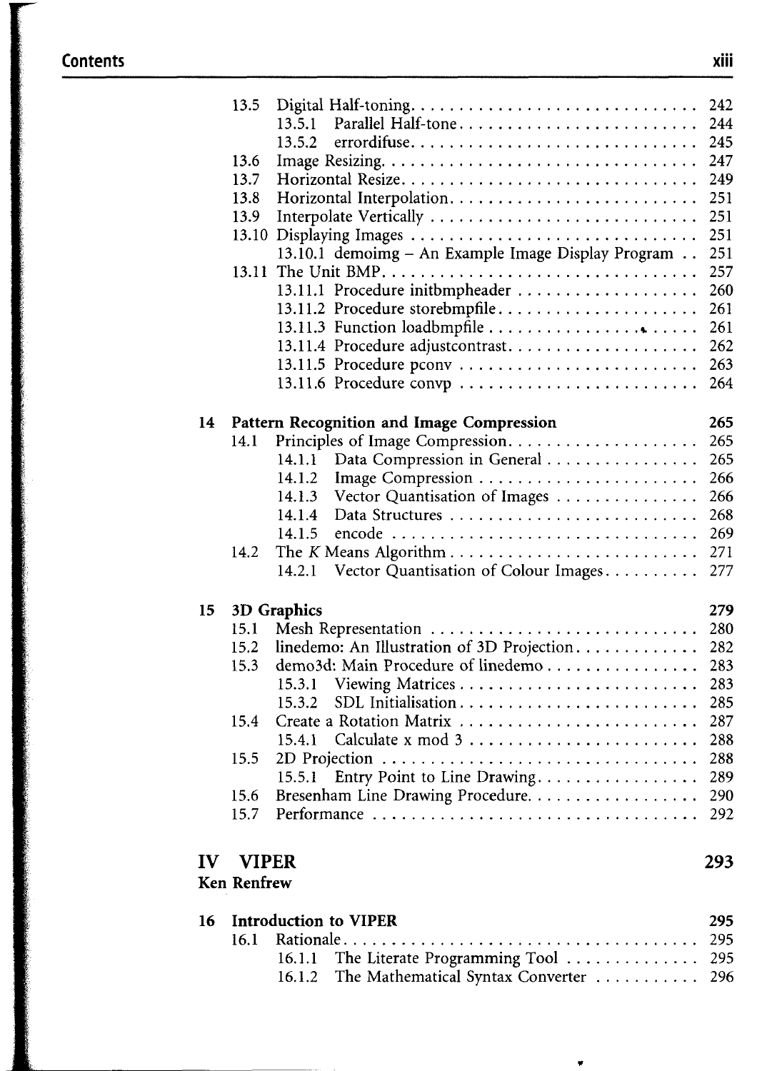- 13.5 Digital Half-toning . . . . . . . . . . . . . . . . . . . . . . . . . . . . 242
  - 13.5.1 Parallel Half-tone . . . . . . . . . . . . . . . . . . . . . . . . 244
  - 13.5.2 errordifuse . . . . . . . . . . . . . . . . . . . . . . . . . . . 245
- 13.6 Image Resizing . . . . . . . . . . . . . . . . . . . . . . . . . . . . . . 247
- 13.7 Horizontal Resize . . . . . . . . . . . . . . . . . . . . . . . . . . . . 249
- 13.8 Horizontal Interpolation . . . . . . . . . . . . . . . . . . . . . . . . 251
- 13.9 Interpolate Vertically . . . . . . . . . . . . . . . . . . . . . . . . . . 251
- 13.10 Displaying Images . . . . . . . . . . . . . . . . . . . . . . . . . . . 251
  - 13.10.1 demoimg – An Example Image Display Program . . 251
- 13.11 The Unit BMP . . . . . . . . . . . . . . . . . . . . . . . . . . . . . . 257
  - 13.11.1 Procedure initbmpheader . . . . . . . . . . . . . . . . . . 260
  - 13.11.2 Procedure storebmpfile . . . . . . . . . . . . . . . . . . . . 261
  - 13.11.3 Function loadbmpfile . . . . . . . . . . . . . . . . . . . . . 261
  - 13.11.4 Procedure adjustcontrast . . . . . . . . . . . . . . . . . . . 262
  - 13.11.5 Procedure pconv . . . . . . . . . . . . . . . . . . . . . . . . 263
  - 13.11.6 Procedure convp . . . . . . . . . . . . . . . . . . . . . . . . 264

**14 Pattern Recognition and Image Compression** **265**

- 14.1 Principles of Image Compression . . . . . . . . . . . . . . . . . . . 265
  - 14.1.1 Data Compression in General . . . . . . . . . . . . . . . . 265
  - 14.1.2 Image Compression . . . . . . . . . . . . . . . . . . . . . . . 266
  - 14.1.3 Vector Quantisation of Images . . . . . . . . . . . . . . . 266
  - 14.1.4 Data Structures . . . . . . . . . . . . . . . . . . . . . . . . . 268
  - 14.1.5 encode . . . . . . . . . . . . . . . . . . . . . . . . . . . . . . 269
- 14.2 The *K* Means Algorithm . . . . . . . . . . . . . . . . . . . . . . . . 271
  - 14.2.1 Vector Quantisation of Colour Images . . . . . . . . . . 277

**15 3D Graphics** **279**

- 15.1 Mesh Representation . . . . . . . . . . . . . . . . . . . . . . . . . . 280
- 15.2 linedemo: An Illustration of 3D Projection . . . . . . . . . . . . 282
- 15.3 demo3d: Main Procedure of linedemo . . . . . . . . . . . . . . . 283
  - 15.3.1 Viewing Matrices . . . . . . . . . . . . . . . . . . . . . . . . 283
  - 15.3.2 SDL Initialisation . . . . . . . . . . . . . . . . . . . . . . . . 285
- 15.4 Create a Rotation Matrix . . . . . . . . . . . . . . . . . . . . . . . 287
  - 15.4.1 Calculate x mod 3 . . . . . . . . . . . . . . . . . . . . . . . 288
- 15.5 2D Projection . . . . . . . . . . . . . . . . . . . . . . . . . . . . . . 288
  - 15.5.1 Entry Point to Line Drawing . . . . . . . . . . . . . . . . . 289
- 15.6 Bresenham Line Drawing Procedure . . . . . . . . . . . . . . . . 290
- 15.7 Performance . . . . . . . . . . . . . . . . . . . . . . . . . . . . . . . 292

# IV VIPER **293**

**Ken Renfrew**

**16 Introduction to VIPER** **295**

- 16.1 Rationale . . . . . . . . . . . . . . . . . . . . . . . . . . . . . . . . . 295
  - 16.1.1 The Literate Programming Tool . . . . . . . . . . . . . . 295
  - 16.1.2 The Mathematical Syntax Converter . . . . . . . . . . . 296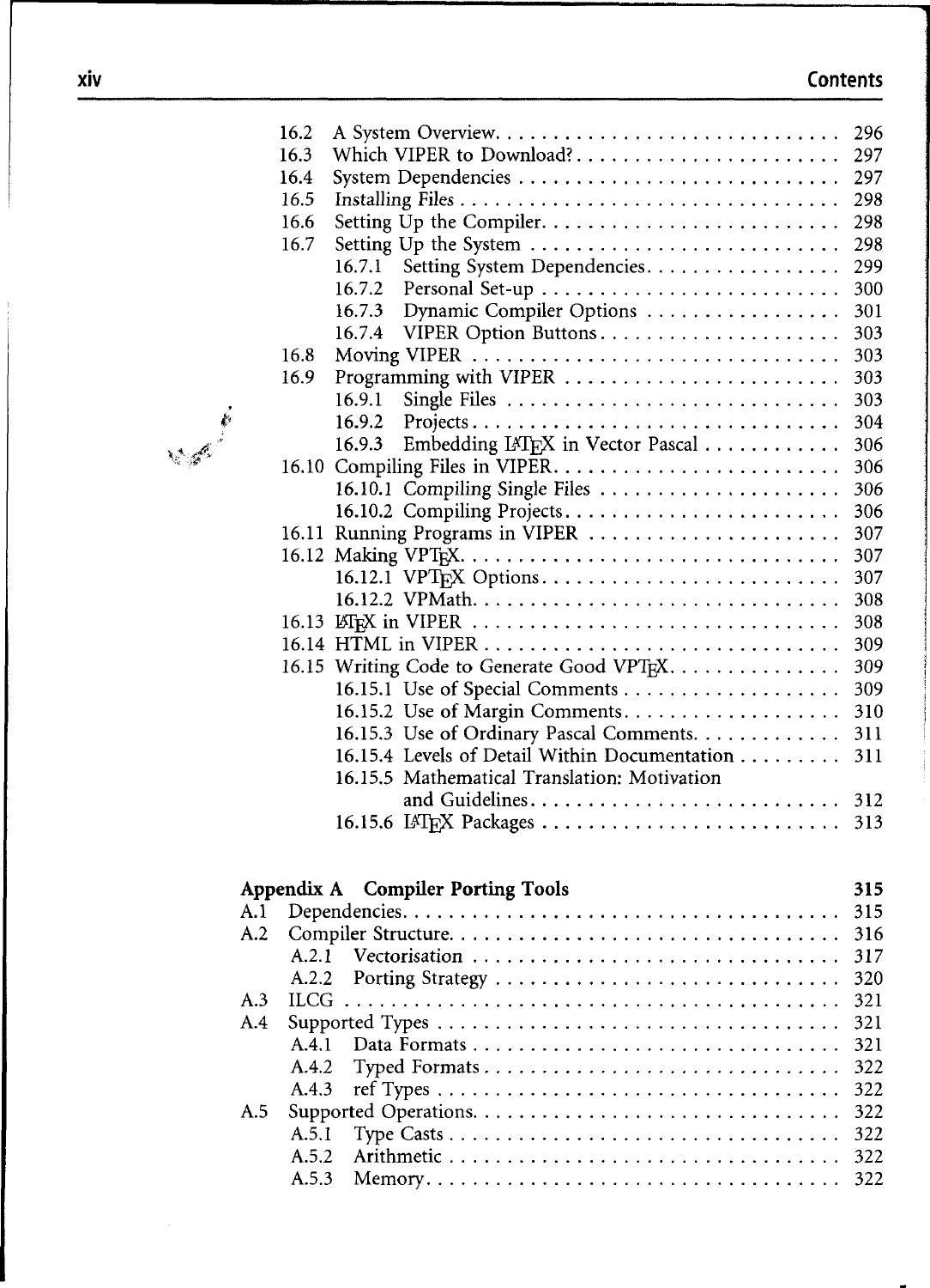- 16.2 A System Overview. . . . . . . . . . . . . . . . . . . . . . . . . . . . . 296
- 16.3 Which VIPER to Download? . . . . . . . . . . . . . . . . . . . . . . . 297
- 16.4 System Dependencies . . . . . . . . . . . . . . . . . . . . . . . . . . . . 297
- 16.5 Installing Files . . . . . . . . . . . . . . . . . . . . . . . . . . . . . . . . . 298
- 16.6 Setting Up the Compiler. . . . . . . . . . . . . . . . . . . . . . . . . . 298
- 16.7 Setting Up the System . . . . . . . . . . . . . . . . . . . . . . . . . . . 298
  - 16.7.1 Setting System Dependencies. . . . . . . . . . . . . . . . . 299
  - 16.7.2 Personal Set-up . . . . . . . . . . . . . . . . . . . . . . . . . . 300
  - 16.7.3 Dynamic Compiler Options . . . . . . . . . . . . . . . . . 301
  - 16.7.4 VIPER Option Buttons. . . . . . . . . . . . . . . . . . . . . 303
- 16.8 Moving VIPER . . . . . . . . . . . . . . . . . . . . . . . . . . . . . . . . 303
- 16.9 Programming with VIPER . . . . . . . . . . . . . . . . . . . . . . . . 303
  - 16.9.1 Single Files . . . . . . . . . . . . . . . . . . . . . . . . . . . . 303
  - 16.9.2 Projects. . . . . . . . . . . . . . . . . . . . . . . . . . . . . . . 304
  - 16.9.3 Embedding LaTeX in Vector Pascal . . . . . . . . . . . . 306
- 16.10 Compiling Files in VIPER. . . . . . . . . . . . . . . . . . . . . . . . . 306
  - 16.10.1 Compiling Single Files . . . . . . . . . . . . . . . . . . . . . 306
  - 16.10.2 Compiling Projects. . . . . . . . . . . . . . . . . . . . . . . . 306
- 16.11 Running Programs in VIPER . . . . . . . . . . . . . . . . . . . . . . 307
- 16.12 Making VPTeX. . . . . . . . . . . . . . . . . . . . . . . . . . . . . . . . 307
  - 16.12.1 VPTeX Options. . . . . . . . . . . . . . . . . . . . . . . . . . 307
  - 16.12.2 VPMath. . . . . . . . . . . . . . . . . . . . . . . . . . . . . . . 308
- 16.13 LaTeX in VIPER . . . . . . . . . . . . . . . . . . . . . . . . . . . . . . . 308
- 16.14 HTML in VIPER . . . . . . . . . . . . . . . . . . . . . . . . . . . . . . . 309
- 16.15 Writing Code to Generate Good VPTeX. . . . . . . . . . . . . . . 309
  - 16.15.1 Use of Special Comments . . . . . . . . . . . . . . . . . . . 309
  - 16.15.2 Use of Margin Comments. . . . . . . . . . . . . . . . . . . 310
  - 16.15.3 Use of Ordinary Pascal Comments. . . . . . . . . . . . . 311
  - 16.15.4 Levels of Detail Within Documentation . . . . . . . . . 311
  - 16.15.5 Mathematical Translation: Motivation and Guidelines. . . . . . . . . . . . . . . . . . . . . . . . . . . 312
  - 16.15.6 LaTeX Packages . . . . . . . . . . . . . . . . . . . . . . . . . . 313

**Appendix A Compiler Porting Tools** **315**

- A.1 Dependencies. . . . . . . . . . . . . . . . . . . . . . . . . . . . . . . . . . . . . . 315
- A.2 Compiler Structure. . . . . . . . . . . . . . . . . . . . . . . . . . . . . . . . . 316
  - A.2.1 Vectorisation . . . . . . . . . . . . . . . . . . . . . . . . . . . . . . . 317
  - A.2.2 Porting Strategy . . . . . . . . . . . . . . . . . . . . . . . . . . . . . 320
- A.3 ILCG . . . . . . . . . . . . . . . . . . . . . . . . . . . . . . . . . . . . . . . . . . . 321
- A.4 Supported Types . . . . . . . . . . . . . . . . . . . . . . . . . . . . . . . . . . 321
  - A.4.1 Data Formats . . . . . . . . . . . . . . . . . . . . . . . . . . . . . . . 321
  - A.4.2 Typed Formats . . . . . . . . . . . . . . . . . . . . . . . . . . . . . . 322
  - A.4.3 ref Types . . . . . . . . . . . . . . . . . . . . . . . . . . . . . . . . . . 322
- A.5 Supported Operations. . . . . . . . . . . . . . . . . . . . . . . . . . . . . . . 322
  - A.5.1 Type Casts . . . . . . . . . . . . . . . . . . . . . . . . . . . . . . . . . 322
  - A.5.2 Arithmetic . . . . . . . . . . . . . . . . . . . . . . . . . . . . . . . . . 322
  - A.5.3 Memory. . . . . . . . . . . . . . . . . . . . . . . . . . . . . . . . . . . 322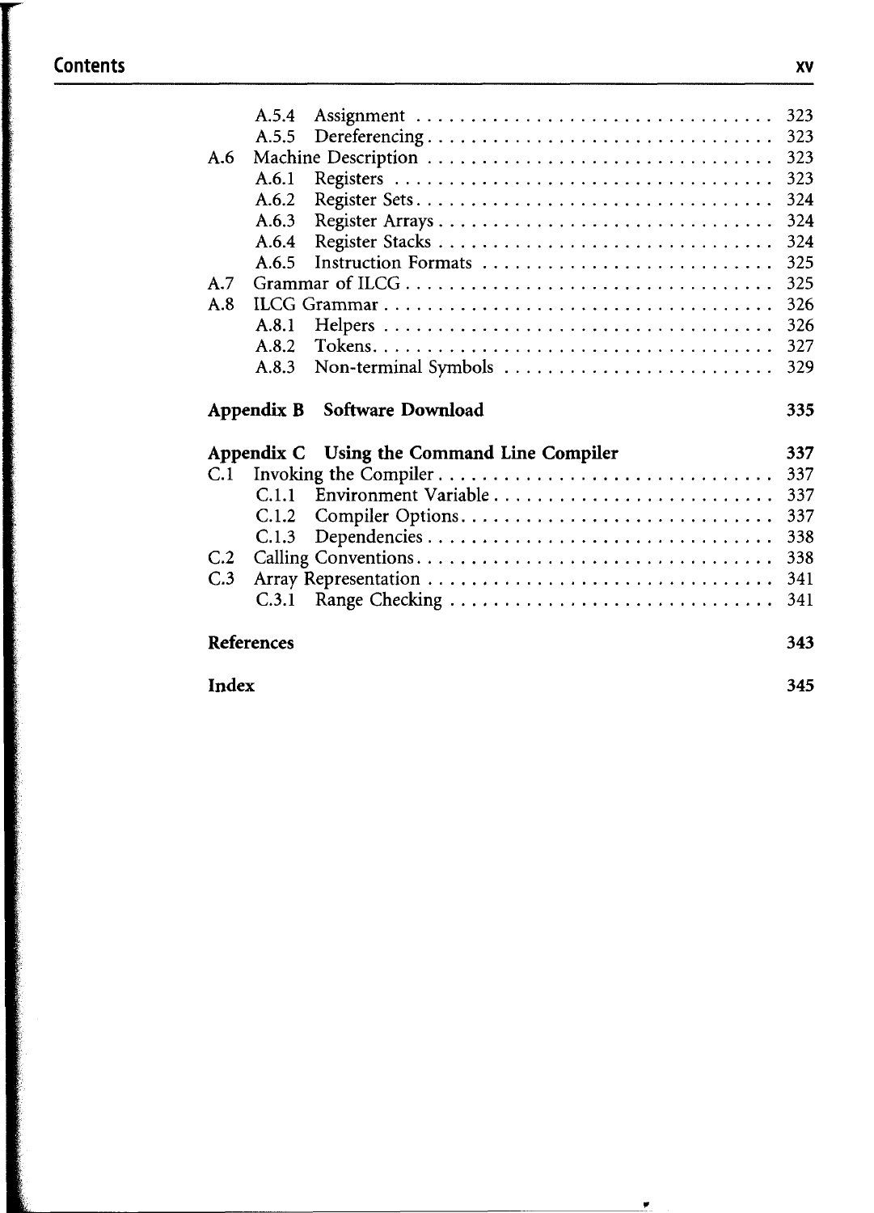A.5.4 Assignment . . . . . . . . . . . . . . . . . . . . . . . . . . . . . . . . 323
A.5.5 Dereferencing . . . . . . . . . . . . . . . . . . . . . . . . . . . . . . . 323
A.6 Machine Description . . . . . . . . . . . . . . . . . . . . . . . . . . . . . . 323
A.6.1 Registers . . . . . . . . . . . . . . . . . . . . . . . . . . . . . . . . . 323
A.6.2 Register Sets . . . . . . . . . . . . . . . . . . . . . . . . . . . . . . . 324
A.6.3 Register Arrays . . . . . . . . . . . . . . . . . . . . . . . . . . . . . 324
A.6.4 Register Stacks . . . . . . . . . . . . . . . . . . . . . . . . . . . . . 324
A.6.5 Instruction Formats . . . . . . . . . . . . . . . . . . . . . . . . . . 325
A.7 Grammar of ILCG . . . . . . . . . . . . . . . . . . . . . . . . . . . . . . . . 325
A.8 ILCG Grammar . . . . . . . . . . . . . . . . . . . . . . . . . . . . . . . . . . 326
A.8.1 Helpers . . . . . . . . . . . . . . . . . . . . . . . . . . . . . . . . . . . 326
A.8.2 Tokens . . . . . . . . . . . . . . . . . . . . . . . . . . . . . . . . . . . . 327
A.8.3 Non-terminal Symbols . . . . . . . . . . . . . . . . . . . . . . . . 329

**Appendix B Software Download** 335

**Appendix C Using the Command Line Compiler** 337
C.1 Invoking the Compiler . . . . . . . . . . . . . . . . . . . . . . . . . . . . . 337
C.1.1 Environment Variable . . . . . . . . . . . . . . . . . . . . . . . . . 337
C.1.2 Compiler Options . . . . . . . . . . . . . . . . . . . . . . . . . . . . 337
C.1.3 Dependencies . . . . . . . . . . . . . . . . . . . . . . . . . . . . . . . 338
C.2 Calling Conventions . . . . . . . . . . . . . . . . . . . . . . . . . . . . . . . 338
C.3 Array Representation . . . . . . . . . . . . . . . . . . . . . . . . . . . . . . 341
C.3.1 Range Checking . . . . . . . . . . . . . . . . . . . . . . . . . . . . . 341

**References** 343

**Index** 345